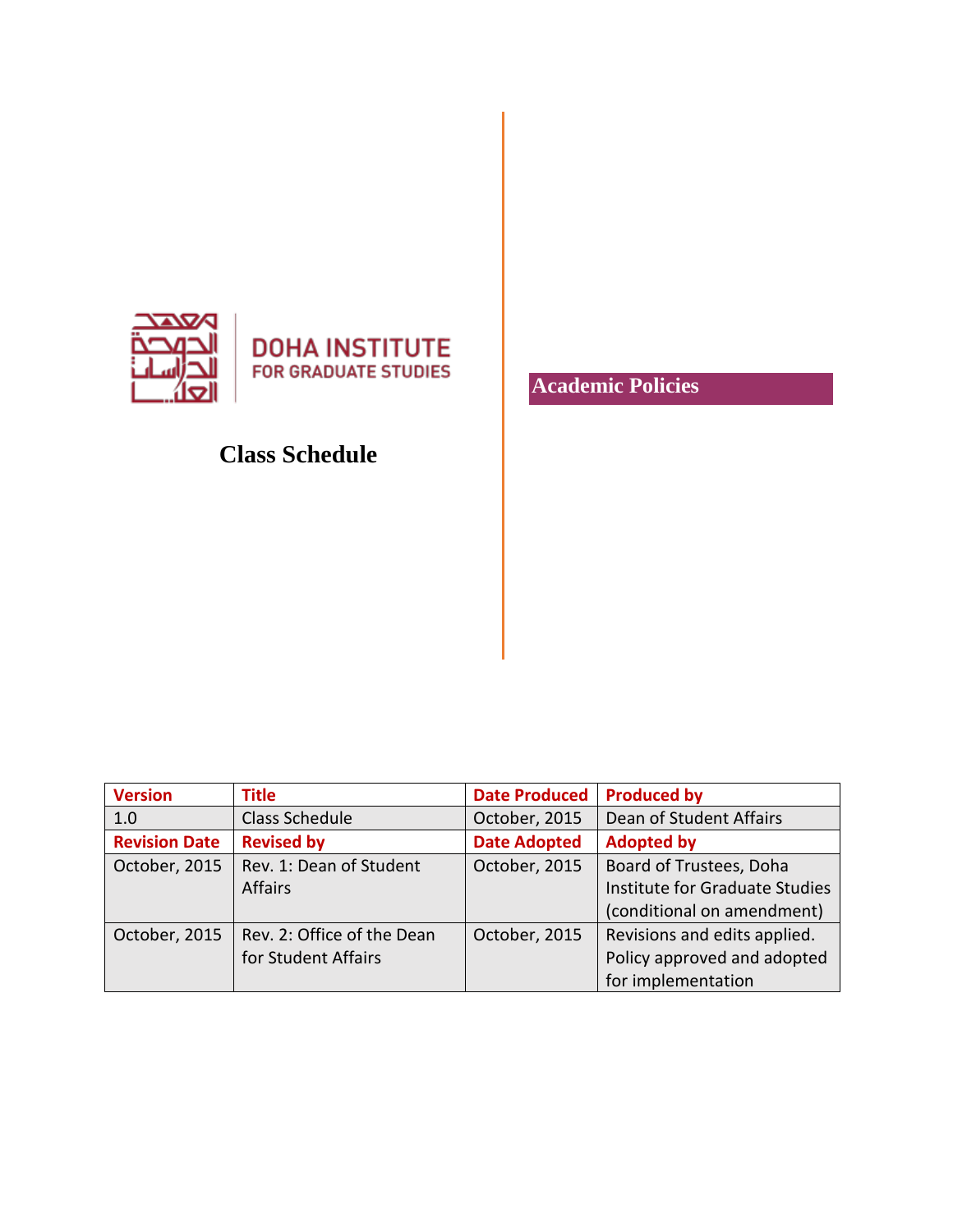DOHA INSTITUTE FOR GRADUATE STUDIES

# Class Schedule

## Academic Policies

| Version | Title | Date Produced | Produced by |
| --- | --- | --- | --- |
| 1.0 | Class Schedule | October, 2015 | Dean of Student Affairs |
| **Revision Date** | **Revised by** | **Date Adopted** | **Adopted by** |
| October, 2015 | Rev. 1: Dean of Student Affairs | October, 2015 | Board of Trustees, Doha Institute for Graduate Studies (conditional on amendment) |
| October, 2015 | Rev. 2: Office of the Dean for Student Affairs | October, 2015 | Revisions and edits applied. Policy approved and adopted for implementation |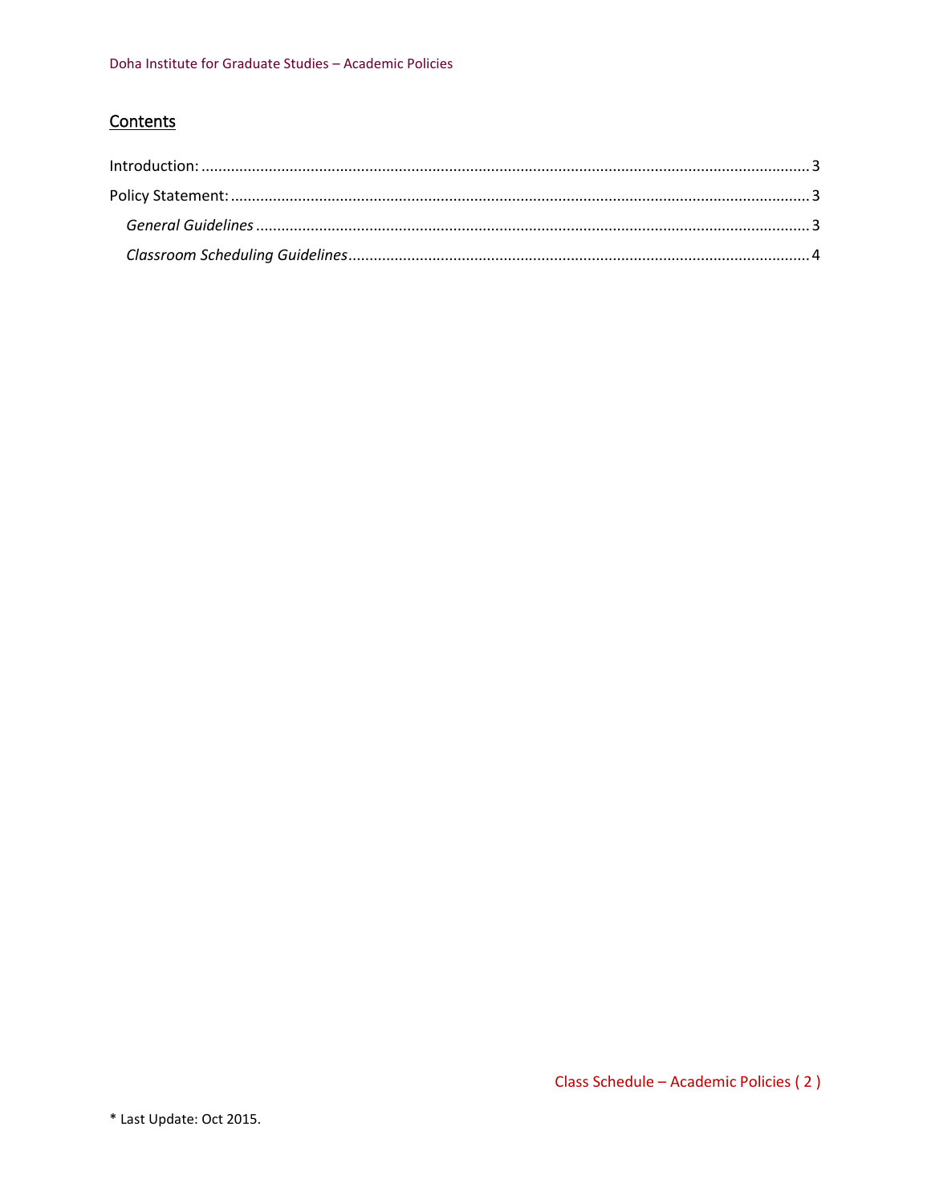## Contents

Introduction: 3

Policy Statement: 3

- *General Guidelines* 3
- *Classroom Scheduling Guidelines* 4

\* Last Update: Oct 2015.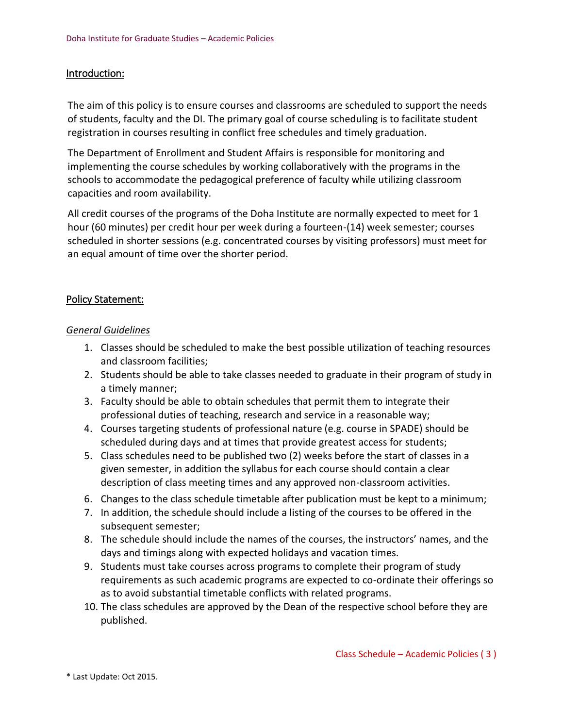## Introduction:

The aim of this policy is to ensure courses and classrooms are scheduled to support the needs of students, faculty and the DI. The primary goal of course scheduling is to facilitate student registration in courses resulting in conflict free schedules and timely graduation.

The Department of Enrollment and Student Affairs is responsible for monitoring and implementing the course schedules by working collaboratively with the programs in the schools to accommodate the pedagogical preference of faculty while utilizing classroom capacities and room availability.

All credit courses of the programs of the Doha Institute are normally expected to meet for 1 hour (60 minutes) per credit hour per week during a fourteen-(14) week semester; courses scheduled in shorter sessions (e.g. concentrated courses by visiting professors) must meet for an equal amount of time over the shorter period.

## Policy Statement:

### *General Guidelines*

1. Classes should be scheduled to make the best possible utilization of teaching resources and classroom facilities;
2. Students should be able to take classes needed to graduate in their program of study in a timely manner;
3. Faculty should be able to obtain schedules that permit them to integrate their professional duties of teaching, research and service in a reasonable way;
4. Courses targeting students of professional nature (e.g. course in SPADE) should be scheduled during days and at times that provide greatest access for students;
5. Class schedules need to be published two (2) weeks before the start of classes in a given semester, in addition the syllabus for each course should contain a clear description of class meeting times and any approved non-classroom activities.
6. Changes to the class schedule timetable after publication must be kept to a minimum;
7. In addition, the schedule should include a listing of the courses to be offered in the subsequent semester;
8. The schedule should include the names of the courses, the instructors' names, and the days and timings along with expected holidays and vacation times.
9. Students must take courses across programs to complete their program of study requirements as such academic programs are expected to co-ordinate their offerings so as to avoid substantial timetable conflicts with related programs.
10. The class schedules are approved by the Dean of the respective school before they are published.

* Last Update: Oct 2015.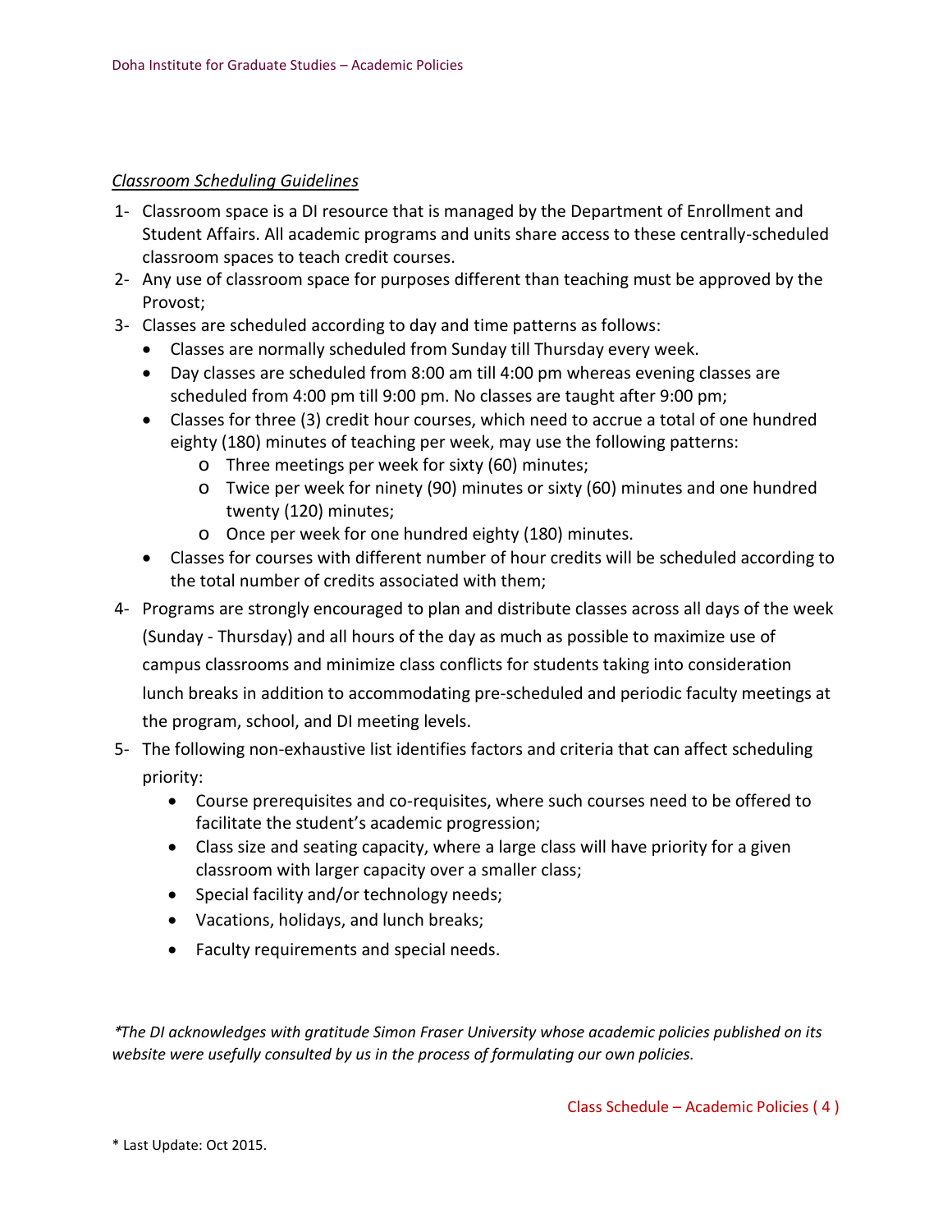*Classroom Scheduling Guidelines*

1- Classroom space is a DI resource that is managed by the Department of Enrollment and Student Affairs. All academic programs and units share access to these centrally-scheduled classroom spaces to teach credit courses.
2- Any use of classroom space for purposes different than teaching must be approved by the Provost;
3- Classes are scheduled according to day and time patterns as follows:
   - Classes are normally scheduled from Sunday till Thursday every week.
   - Day classes are scheduled from 8:00 am till 4:00 pm whereas evening classes are scheduled from 4:00 pm till 9:00 pm. No classes are taught after 9:00 pm;
   - Classes for three (3) credit hour courses, which need to accrue a total of one hundred eighty (180) minutes of teaching per week, may use the following patterns:
     - Three meetings per week for sixty (60) minutes;
     - Twice per week for ninety (90) minutes or sixty (60) minutes and one hundred twenty (120) minutes;
     - Once per week for one hundred eighty (180) minutes.
   - Classes for courses with different number of hour credits will be scheduled according to the total number of credits associated with them;
4- Programs are strongly encouraged to plan and distribute classes across all days of the week (Sunday - Thursday) and all hours of the day as much as possible to maximize use of campus classrooms and minimize class conflicts for students taking into consideration lunch breaks in addition to accommodating pre-scheduled and periodic faculty meetings at the program, school, and DI meeting levels.
5- The following non-exhaustive list identifies factors and criteria that can affect scheduling priority:
   - Course prerequisites and co-requisites, where such courses need to be offered to facilitate the student's academic progression;
   - Class size and seating capacity, where a large class will have priority for a given classroom with larger capacity over a smaller class;
   - Special facility and/or technology needs;
   - Vacations, holidays, and lunch breaks;
   - Faculty requirements and special needs.

*\*The DI acknowledges with gratitude Simon Fraser University whose academic policies published on its website were usefully consulted by us in the process of formulating our own policies.*

\* Last Update: Oct 2015.